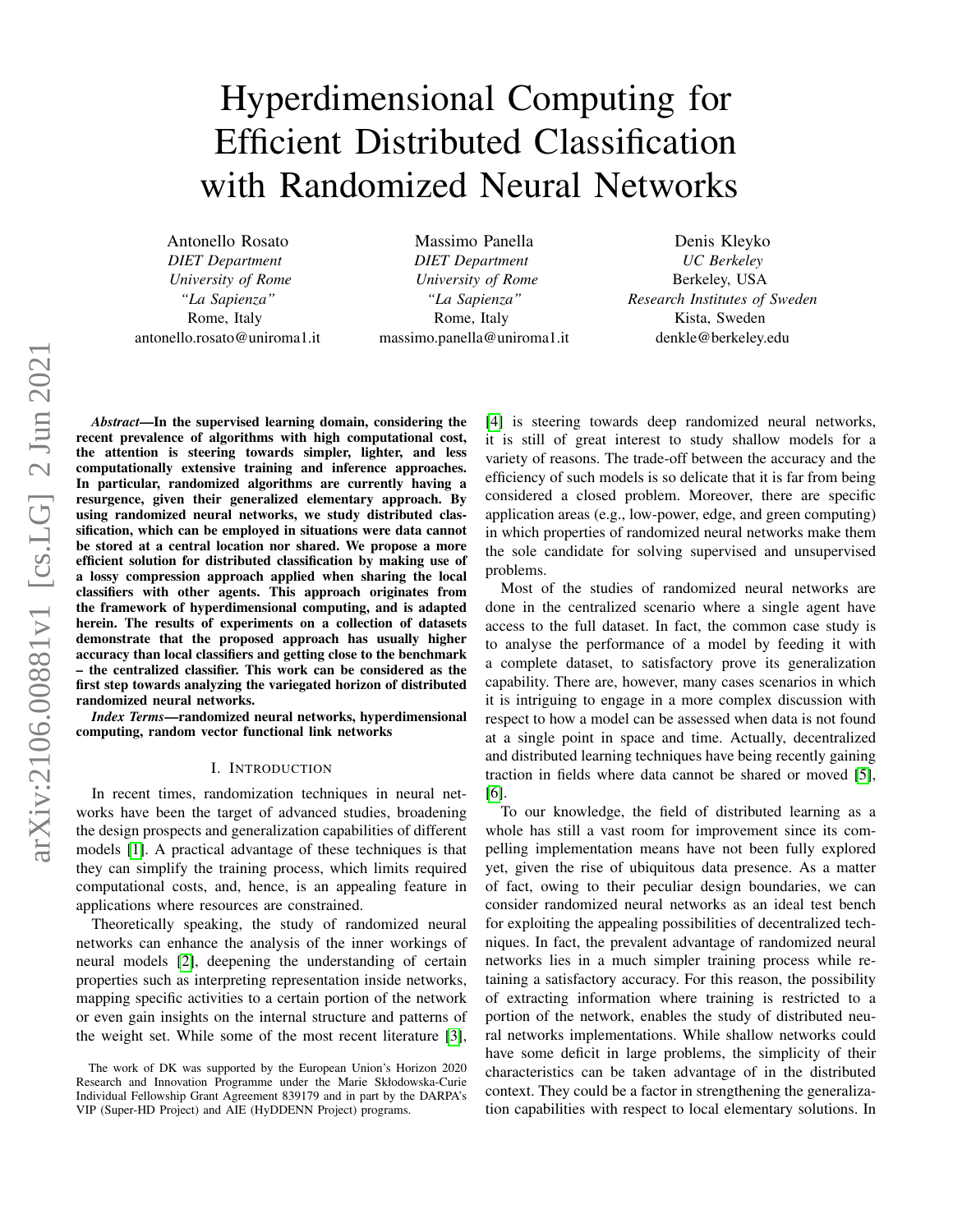# Hyperdimensional Computing for Efficient Distributed Classification with Randomized Neural Networks

Antonello Rosato
*DIET Department*
*University of Rome*
*"La Sapienza"*
Rome, Italy
antonello.rosato@uniroma1.it

Massimo Panella
*DIET Department*
*University of Rome*
*"La Sapienza"*
Rome, Italy
massimo.panella@uniroma1.it

Denis Kleyko
*UC Berkeley*
Berkeley, USA
*Research Institutes of Sweden*
Kista, Sweden
denkle@berkeley.edu

***Abstract*—In the supervised learning domain, considering the recent prevalence of algorithms with high computational cost, the attention is steering towards simpler, lighter, and less computationally extensive training and inference approaches. In particular, randomized algorithms are currently having a resurgence, given their generalized elementary approach. By using randomized neural networks, we study distributed classification, which can be employed in situations were data cannot be stored at a central location nor shared. We propose a more efficient solution for distributed classification by making use of a lossy compression approach applied when sharing the local classifiers with other agents. This approach originates from the framework of hyperdimensional computing, and is adapted herein. The results of experiments on a collection of datasets demonstrate that the proposed approach has usually higher accuracy than local classifiers and getting close to the benchmark – the centralized classifier. This work can be considered as the first step towards analyzing the variegated horizon of distributed randomized neural networks.**

***Index Terms*—randomized neural networks, hyperdimensional computing, random vector functional link networks**

## I. Introduction

In recent times, randomization techniques in neural networks have been the target of advanced studies, broadening the design prospects and generalization capabilities of different models [1]. A practical advantage of these techniques is that they can simplify the training process, which limits required computational costs, and, hence, is an appealing feature in applications where resources are constrained.

Theoretically speaking, the study of randomized neural networks can enhance the analysis of the inner workings of neural models [2], deepening the understanding of certain properties such as interpreting representation inside networks, mapping specific activities to a certain portion of the network or even gain insights on the internal structure and patterns of the weight set. While some of the most recent literature [3], [4] is steering towards deep randomized neural networks, it is still of great interest to study shallow models for a variety of reasons. The trade-off between the accuracy and the efficiency of such models is so delicate that it is far from being considered a closed problem. Moreover, there are specific application areas (e.g., low-power, edge, and green computing) in which properties of randomized neural networks make them the sole candidate for solving supervised and unsupervised problems.

Most of the studies of randomized neural networks are done in the centralized scenario where a single agent have access to the full dataset. In fact, the common case study is to analyse the performance of a model by feeding it with a complete dataset, to satisfactory prove its generalization capability. There are, however, many cases scenarios in which it is intriguing to engage in a more complex discussion with respect to how a model can be assessed when data is not found at a single point in space and time. Actually, decentralized and distributed learning techniques have being recently gaining traction in fields where data cannot be shared or moved [5], [6].

To our knowledge, the field of distributed learning as a whole has still a vast room for improvement since its compelling implementation means have not been fully explored yet, given the rise of ubiquitous data presence. As a matter of fact, owing to their peculiar design boundaries, we can consider randomized neural networks as an ideal test bench for exploiting the appealing possibilities of decentralized techniques. In fact, the prevalent advantage of randomized neural networks lies in a much simpler training process while retaining a satisfactory accuracy. For this reason, the possibility of extracting information where training is restricted to a portion of the network, enables the study of distributed neural networks implementations. While shallow networks could have some deficit in large problems, the simplicity of their characteristics can be taken advantage of in the distributed context. They could be a factor in strengthening the generalization capabilities with respect to local elementary solutions. In

The work of DK was supported by the European Union's Horizon 2020 Research and Innovation Programme under the Marie Skłodowska-Curie Individual Fellowship Grant Agreement 839179 and in part by the DARPA's VIP (Super-HD Project) and AIE (HyDDENN Project) programs.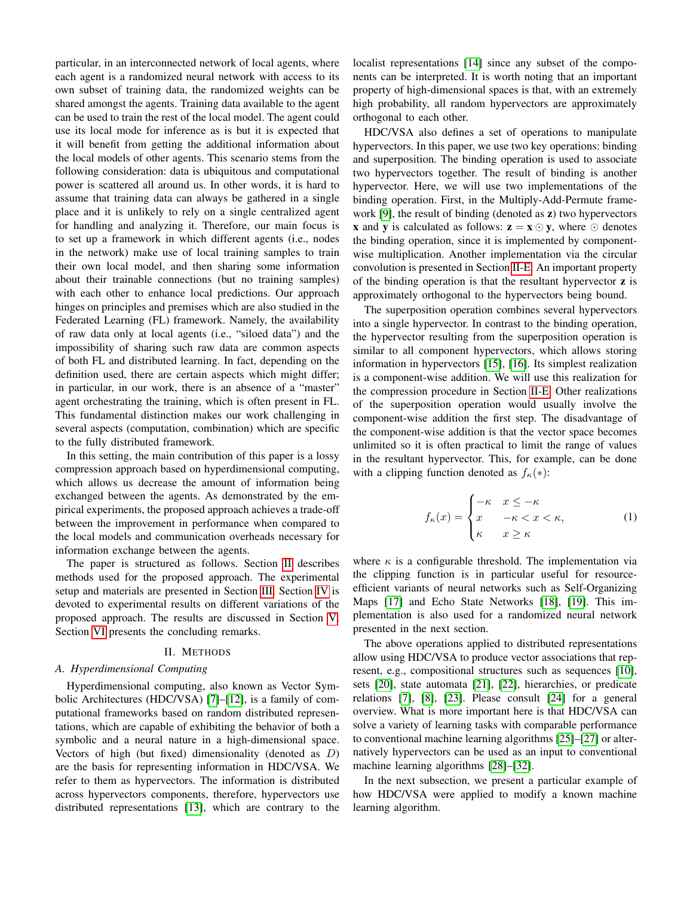particular, in an interconnected network of local agents, where each agent is a randomized neural network with access to its own subset of training data, the randomized weights can be shared amongst the agents. Training data available to the agent can be used to train the rest of the local model. The agent could use its local mode for inference as is but it is expected that it will benefit from getting the additional information about the local models of other agents. This scenario stems from the following consideration: data is ubiquitous and computational power is scattered all around us. In other words, it is hard to assume that training data can always be gathered in a single place and it is unlikely to rely on a single centralized agent for handling and analyzing it. Therefore, our main focus is to set up a framework in which different agents (i.e., nodes in the network) make use of local training samples to train their own local model, and then sharing some information about their trainable connections (but no training samples) with each other to enhance local predictions. Our approach hinges on principles and premises which are also studied in the Federated Learning (FL) framework. Namely, the availability of raw data only at local agents (i.e., "siloed data") and the impossibility of sharing such raw data are common aspects of both FL and distributed learning. In fact, depending on the definition used, there are certain aspects which might differ; in particular, in our work, there is an absence of a "master" agent orchestrating the training, which is often present in FL. This fundamental distinction makes our work challenging in several aspects (computation, combination) which are specific to the fully distributed framework.

In this setting, the main contribution of this paper is a lossy compression approach based on hyperdimensional computing, which allows us decrease the amount of information being exchanged between the agents. As demonstrated by the empirical experiments, the proposed approach achieves a trade-off between the improvement in performance when compared to the local models and communication overheads necessary for information exchange between the agents.

The paper is structured as follows. Section II describes methods used for the proposed approach. The experimental setup and materials are presented in Section III. Section IV is devoted to experimental results on different variations of the proposed approach. The results are discussed in Section V. Section VI presents the concluding remarks.

## II. Methods

### A. Hyperdimensional Computing

Hyperdimensional computing, also known as Vector Symbolic Architectures (HDC/VSA) [7]–[12], is a family of computational frameworks based on random distributed representations, which are capable of exhibiting the behavior of both a symbolic and a neural nature in a high-dimensional space. Vectors of high (but fixed) dimensionality (denoted as $D$) are the basis for representing information in HDC/VSA. We refer to them as hypervectors. The information is distributed across hypervectors components, therefore, hypervectors use distributed representations [13], which are contrary to the localist representations [14] since any subset of the components can be interpreted. It is worth noting that an important property of high-dimensional spaces is that, with an extremely high probability, all random hypervectors are approximately orthogonal to each other.

HDC/VSA also defines a set of operations to manipulate hypervectors. In this paper, we use two key operations: binding and superposition. The binding operation is used to associate two hypervectors together. The result of binding is another hypervector. Here, we will use two implementations of the binding operation. First, in the Multiply-Add-Permute framework [9], the result of binding (denoted as $\mathbf{z}$) two hypervectors $\mathbf{x}$ and $\mathbf{y}$ is calculated as follows: $\mathbf{z} = \mathbf{x} \odot \mathbf{y}$, where $\odot$ denotes the binding operation, since it is implemented by component-wise multiplication. Another implementation via the circular convolution is presented in Section II-E. An important property of the binding operation is that the resultant hypervector $\mathbf{z}$ is approximately orthogonal to the hypervectors being bound.

The superposition operation combines several hypervectors into a single hypervector. In contrast to the binding operation, the hypervector resulting from the superposition operation is similar to all component hypervectors, which allows storing information in hypervectors [15], [16]. Its simplest realization is a component-wise addition. We will use this realization for the compression procedure in Section II-E. Other realizations of the superposition operation would usually involve the component-wise addition the first step. The disadvantage of the component-wise addition is that the vector space becomes unlimited so it is often practical to limit the range of values in the resultant hypervector. This, for example, can be done with a clipping function denoted as $f_\kappa(*)$:

$$f_\kappa(x) = \begin{cases} -\kappa & x \leq -\kappa \\ x & -\kappa < x < \kappa, \\ \kappa & x \geq \kappa \end{cases} \tag{1}$$

where $\kappa$ is a configurable threshold. The implementation via the clipping function is in particular useful for resource-efficient variants of neural networks such as Self-Organizing Maps [17] and Echo State Networks [18], [19]. This implementation is also used for a randomized neural network presented in the next section.

The above operations applied to distributed representations allow using HDC/VSA to produce vector associations that represent, e.g., compositional structures such as sequences [10], sets [20], state automata [21], [22], hierarchies, or predicate relations [7], [8], [23]. Please consult [24] for a general overview. What is more important here is that HDC/VSA can solve a variety of learning tasks with comparable performance to conventional machine learning algorithms [25]–[27] or alternatively hypervectors can be used as an input to conventional machine learning algorithms [28]–[32].

In the next subsection, we present a particular example of how HDC/VSA were applied to modify a known machine learning algorithm.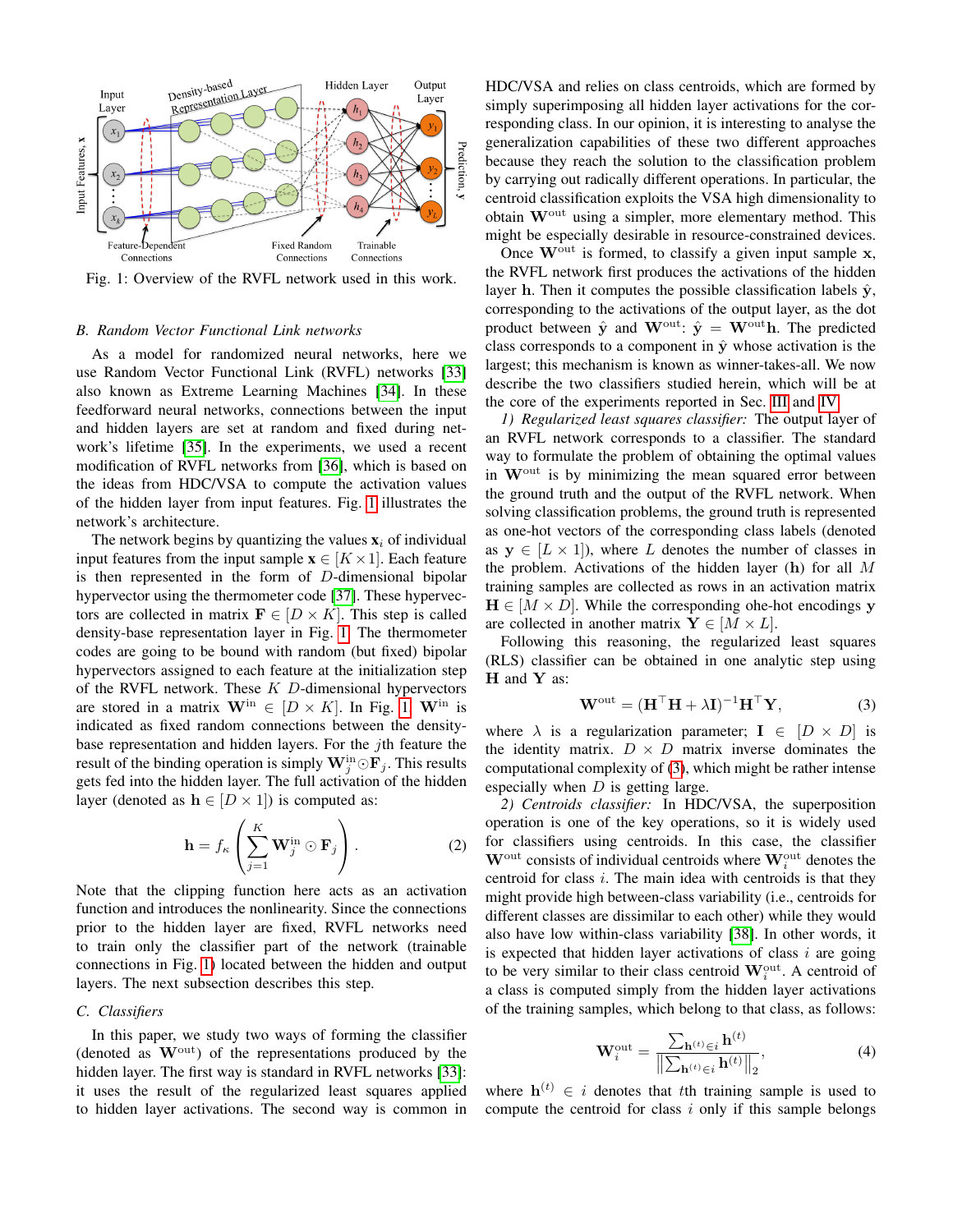Fig. 1: Overview of the RVFL network used in this work.

### B. Random Vector Functional Link networks

As a model for randomized neural networks, here we use Random Vector Functional Link (RVFL) networks [33] also known as Extreme Learning Machines [34]. In these feedforward neural networks, connections between the input and hidden layers are set at random and fixed during network's lifetime [35]. In the experiments, we used a recent modification of RVFL networks from [36], which is based on the ideas from HDC/VSA to compute the activation values of the hidden layer from input features. Fig. 1 illustrates the network's architecture.

The network begins by quantizing the values $\mathbf{x}_i$ of individual input features from the input sample $\mathbf{x} \in [K \times 1]$. Each feature is then represented in the form of $D$-dimensional bipolar hypervector using the thermometer code [37]. These hypervectors are collected in matrix $\mathbf{F} \in [D \times K]$. This step is called density-base representation layer in Fig. 1. The thermometer codes are going to be bound with random (but fixed) bipolar hypervectors assigned to each feature at the initialization step of the RVFL network. These $K$ $D$-dimensional hypervectors are stored in a matrix $\mathbf{W}^{\text{in}} \in [D \times K]$. In Fig. 1 $\mathbf{W}^{\text{in}}$ is indicated as fixed random connections between the density-base representation and hidden layers. For the $j$th feature the result of the binding operation is simply $\mathbf{W}^{\text{in}}_j \odot \mathbf{F}_j$. This results gets fed into the hidden layer. The full activation of the hidden layer (denoted as $\mathbf{h} \in [D \times 1]$) is computed as:

$$\mathbf{h} = f_\kappa \left( \sum_{j=1}^{K} \mathbf{W}^{\text{in}}_j \odot \mathbf{F}_j \right). \tag{2}$$

Note that the clipping function here acts as an activation function and introduces the nonlinearity. Since the connections prior to the hidden layer are fixed, RVFL networks need to train only the classifier part of the network (trainable connections in Fig. 1) located between the hidden and output layers. The next subsection describes this step.

### C. Classifiers

In this paper, we study two ways of forming the classifier (denoted as $\mathbf{W}^{\text{out}}$) of the representations produced by the hidden layer. The first way is standard in RVFL networks [33]: it uses the result of the regularized least squares applied to hidden layer activations. The second way is common in HDC/VSA and relies on class centroids, which are formed by simply superimposing all hidden layer activations for the corresponding class. In our opinion, it is interesting to analyse the generalization capabilities of these two different approaches because they reach the solution to the classification problem by carrying out radically different operations. In particular, the centroid classification exploits the VSA high dimensionality to obtain $\mathbf{W}^{\text{out}}$ using a simpler, more elementary method. This might be especially desirable in resource-constrained devices.

Once $\mathbf{W}^{\text{out}}$ is formed, to classify a given input sample $\mathbf{x}$, the RVFL network first produces the activations of the hidden layer $\mathbf{h}$. Then it computes the possible classification labels $\hat{\mathbf{y}}$, corresponding to the activations of the output layer, as the dot product between $\hat{\mathbf{y}}$ and $\mathbf{W}^{\text{out}}$: $\hat{\mathbf{y}} = \mathbf{W}^{\text{out}}\mathbf{h}$. The predicted class corresponds to a component in $\hat{\mathbf{y}}$ whose activation is the largest; this mechanism is known as winner-takes-all. We now describe the two classifiers studied herein, which will be at the core of the experiments reported in Sec. III and IV.

*1) Regularized least squares classifier:* The output layer of an RVFL network corresponds to a classifier. The standard way to formulate the problem of obtaining the optimal values in $\mathbf{W}^{\text{out}}$ is by minimizing the mean squared error between the ground truth and the output of the RVFL network. When solving classification problems, the ground truth is represented as one-hot vectors of the corresponding class labels (denoted as $\mathbf{y} \in [L \times 1]$), where $L$ denotes the number of classes in the problem. Activations of the hidden layer ($\mathbf{h}$) for all $M$ training samples are collected as rows in an activation matrix $\mathbf{H} \in [M \times D]$. While the corresponding ohe-hot encodings $\mathbf{y}$ are collected in another matrix $\mathbf{Y} \in [M \times L]$.

Following this reasoning, the regularized least squares (RLS) classifier can be obtained in one analytic step using $\mathbf{H}$ and $\mathbf{Y}$ as:

$$\mathbf{W}^{\text{out}} = (\mathbf{H}^\top \mathbf{H} + \lambda \mathbf{I})^{-1} \mathbf{H}^\top \mathbf{Y}, \tag{3}$$

where $\lambda$ is a regularization parameter; $\mathbf{I} \in [D \times D]$ is the identity matrix. $D \times D$ matrix inverse dominates the computational complexity of (3), which might be rather intense especially when $D$ is getting large.

*2) Centroids classifier:* In HDC/VSA, the superposition operation is one of the key operations, so it is widely used for classifiers using centroids. In this case, the classifier $\mathbf{W}^{\text{out}}$ consists of individual centroids where $\mathbf{W}^{\text{out}}_i$ denotes the centroid for class $i$. The main idea with centroids is that they might provide high between-class variability (i.e., centroids for different classes are dissimilar to each other) while they would also have low within-class variability [38]. In other words, it is expected that hidden layer activations of class $i$ are going to be very similar to their class centroid $\mathbf{W}^{\text{out}}_i$. A centroid of a class is computed simply from the hidden layer activations of the training samples, which belong to that class, as follows:

$$\mathbf{W}^{\text{out}}_i = \frac{\sum_{\mathbf{h}^{(t)} \in i} \mathbf{h}^{(t)}}{\left\| \sum_{\mathbf{h}^{(t)} \in i} \mathbf{h}^{(t)} \right\|_2}, \tag{4}$$

where $\mathbf{h}^{(t)} \in i$ denotes that $t$th training sample is used to compute the centroid for class $i$ only if this sample belongs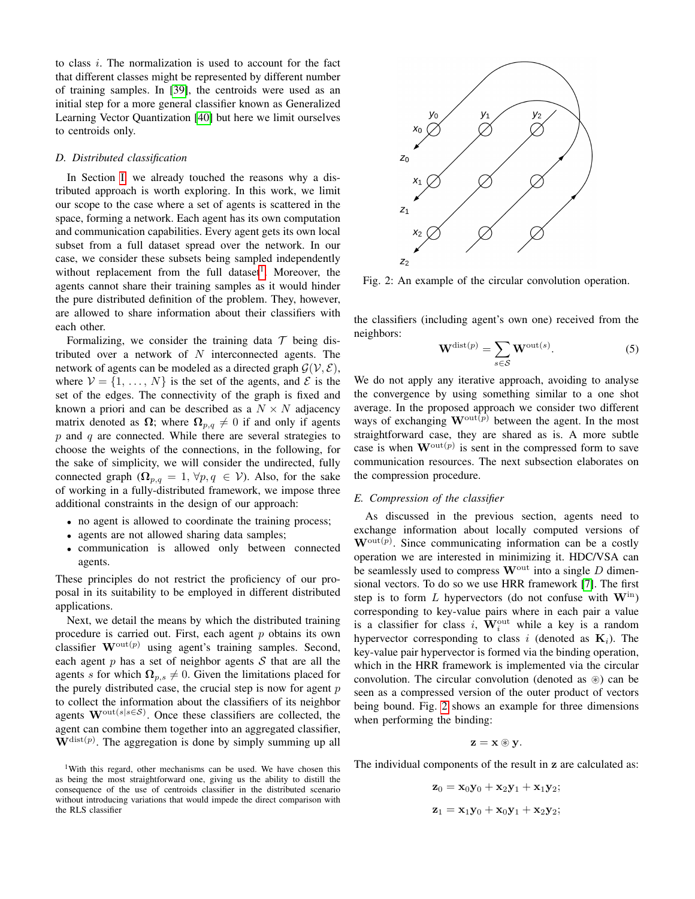to class $i$. The normalization is used to account for the fact that different classes might be represented by different number of training samples. In [39], the centroids were used as an initial step for a more general classifier known as Generalized Learning Vector Quantization [40] but here we limit ourselves to centroids only.

### D. Distributed classification

In Section I we already touched the reasons why a distributed approach is worth exploring. In this work, we limit our scope to the case where a set of agents is scattered in the space, forming a network. Each agent has its own computation and communication capabilities. Every agent gets its own local subset from a full dataset spread over the network. In our case, we consider these subsets being sampled independently without replacement from the full dataset[1]. Moreover, the agents cannot share their training samples as it would hinder the pure distributed definition of the problem. They, however, are allowed to share information about their classifiers with each other.

Formalizing, we consider the training data $\mathcal{T}$ being distributed over a network of $N$ interconnected agents. The network of agents can be modeled as a directed graph $\mathcal{G}(\mathcal{V}, \mathcal{E})$, where $\mathcal{V} = \{1, \ldots, N\}$ is the set of the agents, and $\mathcal{E}$ is the set of the edges. The connectivity of the graph is fixed and known a priori and can be described as a $N \times N$ adjacency matrix denoted as $\mathbf{\Omega}$; where $\mathbf{\Omega}_{p,q} \neq 0$ if and only if agents $p$ and $q$ are connected. While there are several strategies to choose the weights of the connections, in the following, for the sake of simplicity, we will consider the undirected, fully connected graph ($\mathbf{\Omega}_{p,q} = 1, \forall p, q \in \mathcal{V}$). Also, for the sake of working in a fully-distributed framework, we impose three additional constraints in the design of our approach:

- no agent is allowed to coordinate the training process;
- agents are not allowed sharing data samples;
- communication is allowed only between connected agents.

These principles do not restrict the proficiency of our proposal in its suitability to be employed in different distributed applications.

Next, we detail the means by which the distributed training procedure is carried out. First, each agent $p$ obtains its own classifier $\mathbf{W}^{\text{out}(p)}$ using agent's training samples. Second, each agent $p$ has a set of neighbor agents $\mathcal{S}$ that are all the agents $s$ for which $\mathbf{\Omega}_{p,s} \neq 0$. Given the limitations placed for the purely distributed case, the crucial step is now for agent $p$ to collect the information about the classifiers of its neighbor agents $\mathbf{W}^{\text{out}(s|s \in \mathcal{S})}$. Once these classifiers are collected, the agent can combine them together into an aggregated classifier, $\mathbf{W}^{\text{dist}(p)}$. The aggregation is done by simply summing up all the classifiers (including agent's own one) received from the neighbors:

$$\mathbf{W}^{\text{dist}(p)} = \sum_{s \in \mathcal{S}} \mathbf{W}^{\text{out}(s)}. \tag{5}$$

We do not apply any iterative approach, avoiding to analyse the convergence by using something similar to a one shot average. In the proposed approach we consider two different ways of exchanging $\mathbf{W}^{\text{out}(p)}$ between the agent. In the most straightforward case, they are shared as is. A more subtle case is when $\mathbf{W}^{\text{out}(p)}$ is sent in the compressed form to save communication resources. The next subsection elaborates on the compression procedure.

[1] With this regard, other mechanisms can be used. We have chosen this as being the most straightforward one, giving us the ability to distill the consequence of the use of centroids classifier in the distributed scenario without introducing variations that would impede the direct comparison with the RLS classifier

Fig. 2: An example of the circular convolution operation.

### E. Compression of the classifier

As discussed in the previous section, agents need to exchange information about locally computed versions of $\mathbf{W}^{\text{out}(p)}$. Since communicating information can be a costly operation we are interested in minimizing it. HDC/VSA can be seamlessly used to compress $\mathbf{W}^{\text{out}}$ into a single $D$ dimensional vectors. To do so we use HRR framework [7]. The first step is to form $L$ hypervectors (do not confuse with $\mathbf{W}^{\text{in}}$) corresponding to key-value pairs where in each pair a value is a classifier for class $i$, $\mathbf{W}^{\text{out}}_i$ while a key is a random hypervector corresponding to class $i$ (denoted as $\mathbf{K}_i$). The key-value pair hypervector is formed via the binding operation, which in the HRR framework is implemented via the circular convolution. The circular convolution (denoted as $\circledast$) can be seen as a compressed version of the outer product of vectors being bound. Fig. 2 shows an example for three dimensions when performing the binding:

$$\mathbf{z} = \mathbf{x} \circledast \mathbf{y}.$$

The individual components of the result in $\mathbf{z}$ are calculated as:

$$\mathbf{z}_0 = \mathbf{x}_0\mathbf{y}_0 + \mathbf{x}_2\mathbf{y}_1 + \mathbf{x}_1\mathbf{y}_2;$$

$$\mathbf{z}_1 = \mathbf{x}_1\mathbf{y}_0 + \mathbf{x}_0\mathbf{y}_1 + \mathbf{x}_2\mathbf{y}_2;$$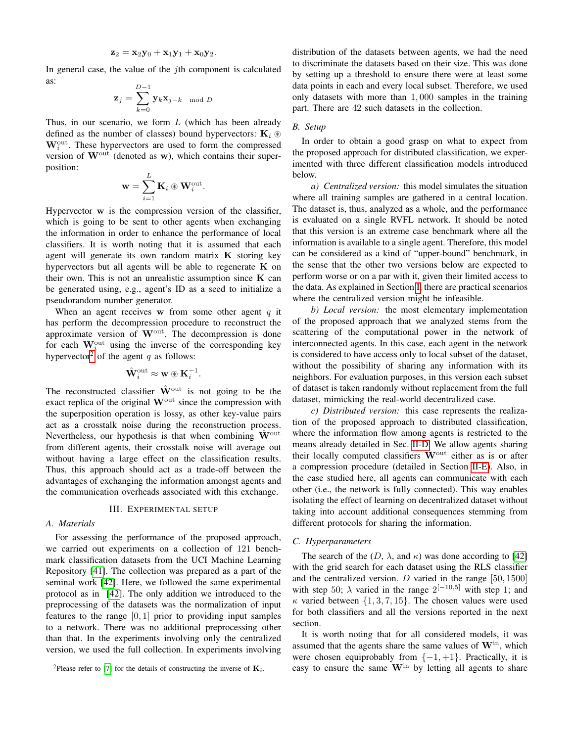$$\mathbf{z}_2 = \mathbf{x}_2\mathbf{y}_0 + \mathbf{x}_1\mathbf{y}_1 + \mathbf{x}_0\mathbf{y}_2.$$

In general case, the value of the $j$th component is calculated as:

$$\mathbf{z}_j = \sum_{k=0}^{D-1} \mathbf{y}_k \mathbf{x}_{j-k \mod D}$$

Thus, in our scenario, we form $L$ (which has been already defined as the number of classes) bound hypervectors: $\mathbf{K}_i \circledast \mathbf{W}^{\text{out}}_i$. These hypervectors are used to form the compressed version of $\mathbf{W}^{\text{out}}$ (denoted as $\mathbf{w}$), which contains their superposition:

$$\mathbf{w} = \sum_{i=1}^{L} \mathbf{K}_i \circledast \mathbf{W}^{\text{out}}_i.$$

Hypervector $\mathbf{w}$ is the compression version of the classifier, which is going to be sent to other agents when exchanging the information in order to enhance the performance of local classifiers. It is worth noting that it is assumed that each agent will generate its own random matrix $\mathbf{K}$ storing key hypervectors but all agents will be able to regenerate $\mathbf{K}$ on their own. This is not an unrealistic assumption since $\mathbf{K}$ can be generated using, e.g., agent's ID as a seed to initialize a pseudorandom number generator.

When an agent receives $\mathbf{w}$ from some other agent $q$ it has perform the decompression procedure to reconstruct the approximate version of $\mathbf{W}^{\text{out}}$. The decompression is done for each $\mathbf{W}^{\text{out}}_i$ using the inverse of the corresponding key hypervector[2] of the agent $q$ as follows:

$$\hat{\mathbf{W}}^{\text{out}}_i \approx \mathbf{w} \circledast \mathbf{K}_i^{-1}.$$

The reconstructed classifier $\hat{\mathbf{W}}^{\text{out}}$ is not going to be the exact replica of the original $\mathbf{W}^{\text{out}}$ since the compression with the superposition operation is lossy, as other key-value pairs act as a crosstalk noise during the reconstruction process. Nevertheless, our hypothesis is that when combining $\hat{\mathbf{W}}^{\text{out}}$ from different agents, their crosstalk noise will average out without having a large effect on the classification results. Thus, this approach should act as a trade-off between the advantages of exchanging the information amongst agents and the communication overheads associated with this exchange.

[2]Please refer to [7] for the details of constructing the inverse of $\mathbf{K}_i$.

## III. Experimental setup

### A. Materials

For assessing the performance of the proposed approach, we carried out experiments on a collection of 121 benchmark classification datasets from the UCI Machine Learning Repository [41]. The collection was prepared as a part of the seminal work [42]. Here, we followed the same experimental protocol as in [42]. The only addition we introduced to the preprocessing of the datasets was the normalization of input features to the range $[0,1]$ prior to providing input samples to a network. There was no additional preprocessing other than that. In the experiments involving only the centralized version, we used the full collection. In experiments involving distribution of the datasets between agents, we had the need to discriminate the datasets based on their size. This was done by setting up a threshold to ensure there were at least some data points in each and every local subset. Therefore, we used only datasets with more than $1,000$ samples in the training part. There are $42$ such datasets in the collection.

### B. Setup

In order to obtain a good grasp on what to expect from the proposed approach for distributed classification, we experimented with three different classification models introduced below.

*a) Centralized version:* this model simulates the situation where all training samples are gathered in a central location. The dataset is, thus, analyzed as a whole, and the performance is evaluated on a single RVFL network. It should be noted that this version is an extreme case benchmark where all the information is available to a single agent. Therefore, this model can be considered as a kind of "upper-bound" benchmark, in the sense that the other two versions below are expected to perform worse or on a par with it, given their limited access to the data. As explained in Section I, there are practical scenarios where the centralized version might be infeasible.

*b) Local version:* the most elementary implementation of the proposed approach that we analyzed stems from the scattering of the computational power in the network of interconnected agents. In this case, each agent in the network is considered to have access only to local subset of the dataset, without the possibility of sharing any information with its neighbors. For evaluation purposes, in this version each subset of dataset is taken randomly without replacement from the full dataset, mimicking the real-world decentralized case.

*c) Distributed version:* this case represents the realization of the proposed approach to distributed classification, where the information flow among agents is restricted to the means already detailed in Sec. II-D. We allow agents sharing their locally computed classifiers $\mathbf{W}^{\text{out}}$ either as is or after a compression procedure (detailed in Section II-E). Also, in the case studied here, all agents can communicate with each other (i.e., the network is fully connected). This way enables isolating the effect of learning on decentralized dataset without taking into account additional consequences stemming from different protocols for sharing the information.

### C. Hyperparameters

The search of the ($D$, $\lambda$, and $\kappa$) was done according to [42] with the grid search for each dataset using the RLS classifier and the centralized version. $D$ varied in the range $[50, 1500]$ with step 50; $\lambda$ varied in the range $2^{[-10,5]}$ with step 1; and $\kappa$ varied between $\{1, 3, 7, 15\}$. The chosen values were used for both classifiers and all the versions reported in the next section.

It is worth noting that for all considered models, it was assumed that the agents share the same values of $\mathbf{W}^{\text{in}}$, which were chosen equiprobably from $\{-1, +1\}$. Practically, it is easy to ensure the same $\mathbf{W}^{\text{in}}$ by letting all agents to share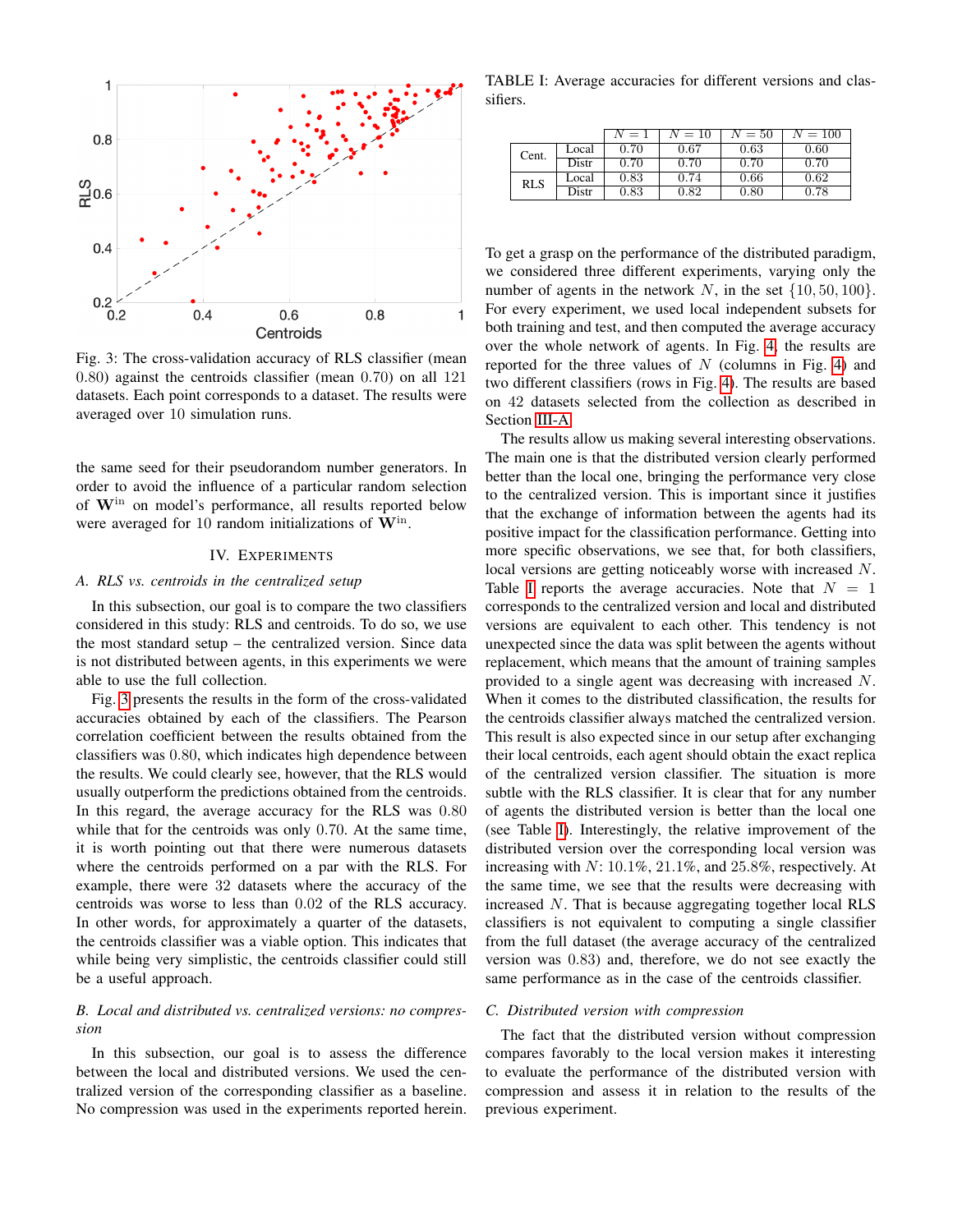Fig. 3: The cross-validation accuracy of RLS classifier (mean 0.80) against the centroids classifier (mean 0.70) on all 121 datasets. Each point corresponds to a dataset. The results were averaged over 10 simulation runs.

the same seed for their pseudorandom number generators. In order to avoid the influence of a particular random selection of $\mathbf{W}^{\text{in}}$ on model's performance, all results reported below were averaged for 10 random initializations of $\mathbf{W}^{\text{in}}$.

## IV. Experiments

### *A. RLS vs. centroids in the centralized setup*

In this subsection, our goal is to compare the two classifiers considered in this study: RLS and centroids. To do so, we use the most standard setup – the centralized version. Since data is not distributed between agents, in this experiments we were able to use the full collection.

Fig. 3 presents the results in the form of the cross-validated accuracies obtained by each of the classifiers. The Pearson correlation coefficient between the results obtained from the classifiers was 0.80, which indicates high dependence between the results. We could clearly see, however, that the RLS would usually outperform the predictions obtained from the centroids. In this regard, the average accuracy for the RLS was 0.80 while that for the centroids was only 0.70. At the same time, it is worth pointing out that there were numerous datasets where the centroids performed on a par with the RLS. For example, there were 32 datasets where the accuracy of the centroids was worse to less than 0.02 of the RLS accuracy. In other words, for approximately a quarter of the datasets, the centroids classifier was a viable option. This indicates that while being very simplistic, the centroids classifier could still be a useful approach.

### *B. Local and distributed vs. centralized versions: no compression*

In this subsection, our goal is to assess the difference between the local and distributed versions. We used the centralized version of the corresponding classifier as a baseline. No compression was used in the experiments reported herein.

TABLE I: Average accuracies for different versions and classifiers.

| | | $N=1$ | $N=10$ | $N=50$ | $N=100$ |
|---|---|---|---|---|---|
| Cent. | Local | 0.70 | 0.67 | 0.63 | 0.60 |
| | Distr | 0.70 | 0.70 | 0.70 | 0.70 |
| RLS | Local | 0.83 | 0.74 | 0.66 | 0.62 |
| | Distr | 0.83 | 0.82 | 0.80 | 0.78 |

To get a grasp on the performance of the distributed paradigm, we considered three different experiments, varying only the number of agents in the network $N$, in the set $\{10, 50, 100\}$. For every experiment, we used local independent subsets for both training and test, and then computed the average accuracy over the whole network of agents. In Fig. 4, the results are reported for the three values of $N$ (columns in Fig. 4) and two different classifiers (rows in Fig. 4). The results are based on 42 datasets selected from the collection as described in Section III-A.

The results allow us making several interesting observations. The main one is that the distributed version clearly performed better than the local one, bringing the performance very close to the centralized version. This is important since it justifies that the exchange of information between the agents had its positive impact for the classification performance. Getting into more specific observations, we see that, for both classifiers, local versions are getting noticeably worse with increased $N$. Table I reports the average accuracies. Note that $N = 1$ corresponds to the centralized version and local and distributed versions are equivalent to each other. This tendency is not unexpected since the data was split between the agents without replacement, which means that the amount of training samples provided to a single agent was decreasing with increased $N$. When it comes to the distributed classification, the results for the centroids classifier always matched the centralized version. This result is also expected since in our setup after exchanging their local centroids, each agent should obtain the exact replica of the centralized version classifier. The situation is more subtle with the RLS classifier. It is clear that for any number of agents the distributed version is better than the local one (see Table I). Interestingly, the relative improvement of the distributed version over the corresponding local version was increasing with $N$: 10.1%, 21.1%, and 25.8%, respectively. At the same time, we see that the results were decreasing with increased $N$. That is because aggregating together local RLS classifiers is not equivalent to computing a single classifier from the full dataset (the average accuracy of the centralized version was 0.83) and, therefore, we do not see exactly the same performance as in the case of the centroids classifier.

### *C. Distributed version with compression*

The fact that the distributed version without compression compares favorably to the local version makes it interesting to evaluate the performance of the distributed version with compression and assess it in relation to the results of the previous experiment.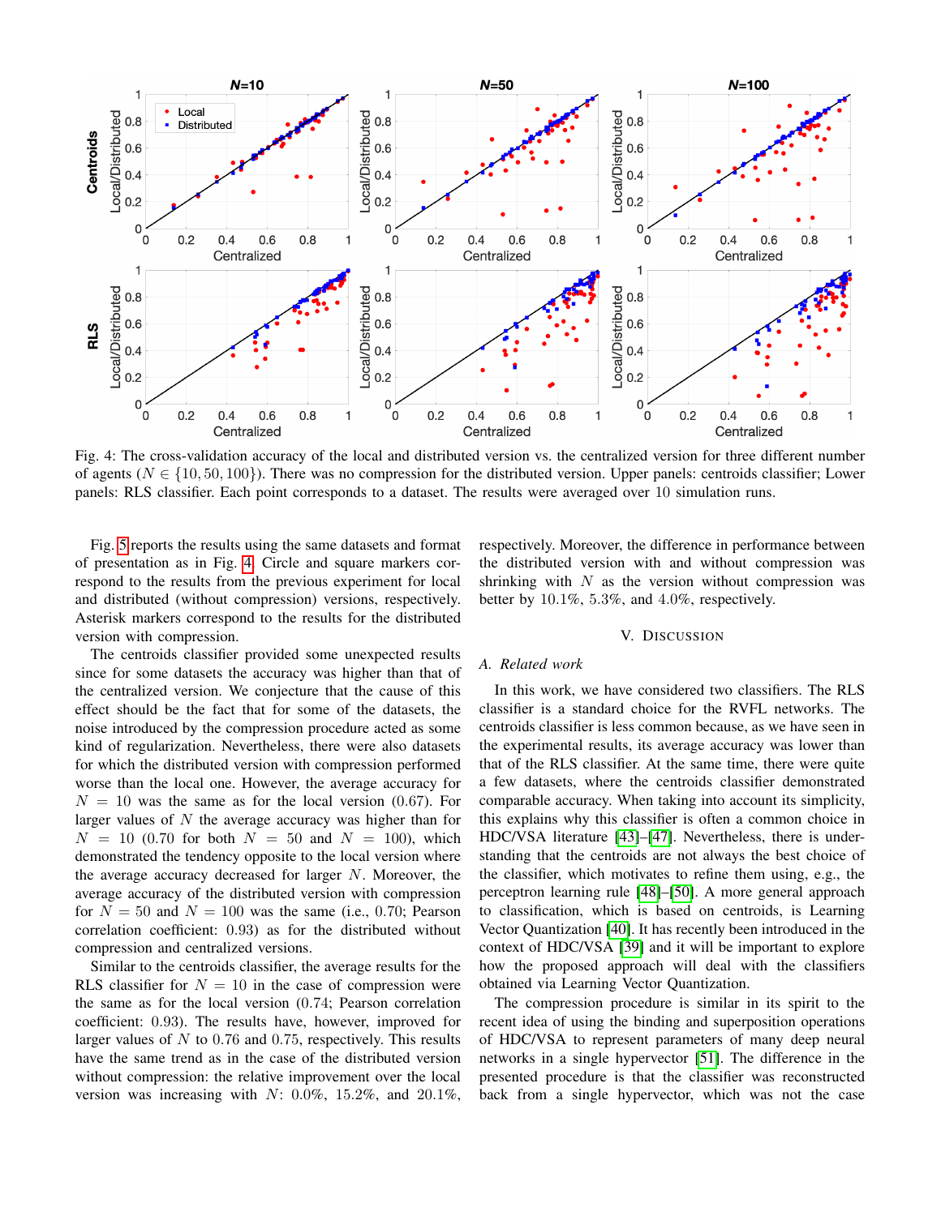Fig. 4: The cross-validation accuracy of the local and distributed version vs. the centralized version for three different number of agents ($N \in \{10, 50, 100\}$). There was no compression for the distributed version. Upper panels: centroids classifier; Lower panels: RLS classifier. Each point corresponds to a dataset. The results were averaged over 10 simulation runs.

Fig. 5 reports the results using the same datasets and format of presentation as in Fig. 4. Circle and square markers correspond to the results from the previous experiment for local and distributed (without compression) versions, respectively. Asterisk markers correspond to the results for the distributed version with compression.

The centroids classifier provided some unexpected results since for some datasets the accuracy was higher than that of the centralized version. We conjecture that the cause of this effect should be the fact that for some of the datasets, the noise introduced by the compression procedure acted as some kind of regularization. Nevertheless, there were also datasets for which the distributed version with compression performed worse than the local one. However, the average accuracy for $N = 10$ was the same as for the local version (0.67). For larger values of $N$ the average accuracy was higher than for $N = 10$ (0.70 for both $N = 50$ and $N = 100$), which demonstrated the tendency opposite to the local version where the average accuracy decreased for larger $N$. Moreover, the average accuracy of the distributed version with compression for $N = 50$ and $N = 100$ was the same (i.e., 0.70; Pearson correlation coefficient: 0.93) as for the distributed without compression and centralized versions.

Similar to the centroids classifier, the average results for the RLS classifier for $N = 10$ in the case of compression were the same as for the local version (0.74; Pearson correlation coefficient: 0.93). The results have, however, improved for larger values of $N$ to 0.76 and 0.75, respectively. This results have the same trend as in the case of the distributed version without compression: the relative improvement over the local version was increasing with $N$: 0.0%, 15.2%, and 20.1%, respectively. Moreover, the difference in performance between the distributed version with and without compression was shrinking with $N$ as the version without compression was better by 10.1%, 5.3%, and 4.0%, respectively.

# V. Discussion

## A. Related work

In this work, we have considered two classifiers. The RLS classifier is a standard choice for the RVFL networks. The centroids classifier is less common because, as we have seen in the experimental results, its average accuracy was lower than that of the RLS classifier. At the same time, there were quite a few datasets, where the centroids classifier demonstrated comparable accuracy. When taking into account its simplicity, this explains why this classifier is often a common choice in HDC/VSA literature [43]–[47]. Nevertheless, there is understanding that the centroids are not always the best choice of the classifier, which motivates to refine them using, e.g., the perceptron learning rule [48]–[50]. A more general approach to classification, which is based on centroids, is Learning Vector Quantization [40]. It has recently been introduced in the context of HDC/VSA [39] and it will be important to explore how the proposed approach will deal with the classifiers obtained via Learning Vector Quantization.

The compression procedure is similar in its spirit to the recent idea of using the binding and superposition operations of HDC/VSA to represent parameters of many deep neural networks in a single hypervector [51]. The difference in the presented procedure is that the classifier was reconstructed back from a single hypervector, which was not the case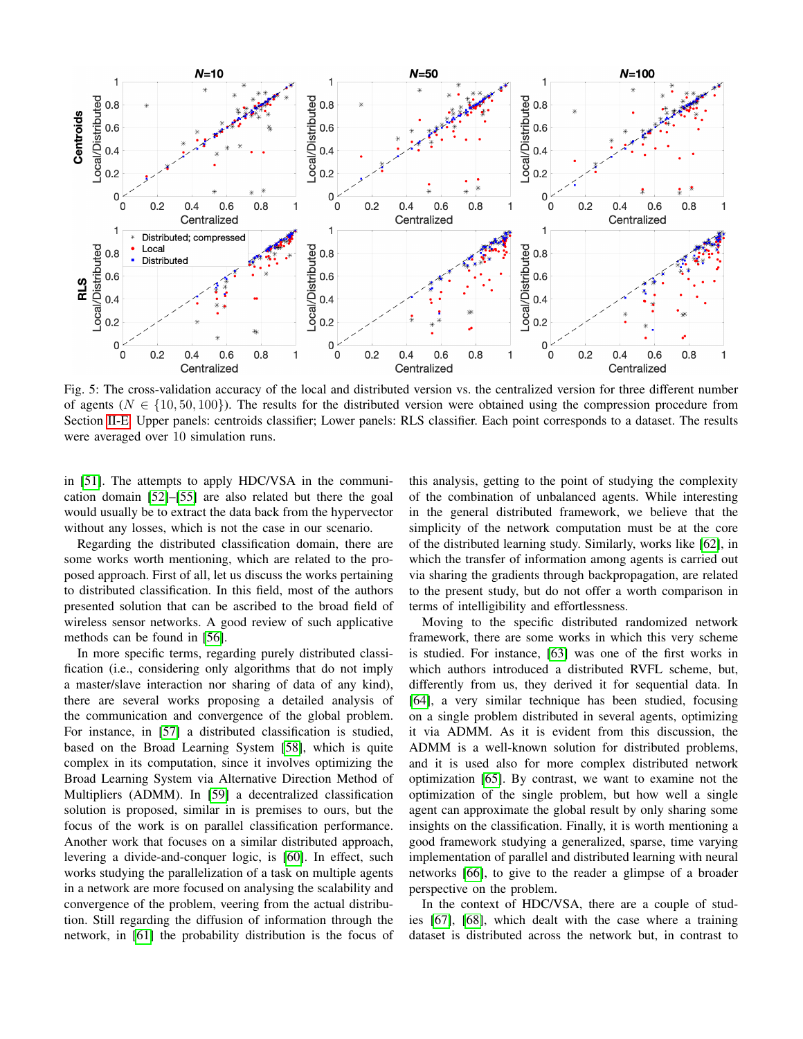Fig. 5: The cross-validation accuracy of the local and distributed version vs. the centralized version for three different number of agents ($N \in \{10, 50, 100\}$). The results for the distributed version were obtained using the compression procedure from Section II-E. Upper panels: centroids classifier; Lower panels: RLS classifier. Each point corresponds to a dataset. The results were averaged over 10 simulation runs.

in [51]. The attempts to apply HDC/VSA in the communication domain [52]–[55] are also related but there the goal would usually be to extract the data back from the hypervector without any losses, which is not the case in our scenario.

Regarding the distributed classification domain, there are some works worth mentioning, which are related to the proposed approach. First of all, let us discuss the works pertaining to distributed classification. In this field, most of the authors presented solution that can be ascribed to the broad field of wireless sensor networks. A good review of such applicative methods can be found in [56].

In more specific terms, regarding purely distributed classification (i.e., considering only algorithms that do not imply a master/slave interaction nor sharing of data of any kind), there are several works proposing a detailed analysis of the communication and convergence of the global problem. For instance, in [57] a distributed classification is studied, based on the Broad Learning System [58], which is quite complex in its computation, since it involves optimizing the Broad Learning System via Alternative Direction Method of Multipliers (ADMM). In [59] a decentralized classification solution is proposed, similar in is premises to ours, but the focus of the work is on parallel classification performance. Another work that focuses on a similar distributed approach, levering a divide-and-conquer logic, is [60]. In effect, such works studying the parallelization of a task on multiple agents in a network are more focused on analysing the scalability and convergence of the problem, veering from the actual distribution. Still regarding the diffusion of information through the network, in [61] the probability distribution is the focus of this analysis, getting to the point of studying the complexity of the combination of unbalanced agents. While interesting in the general distributed framework, we believe that the simplicity of the network computation must be at the core of the distributed learning study. Similarly, works like [62], in which the transfer of information among agents is carried out via sharing the gradients through backpropagation, are related to the present study, but do not offer a worth comparison in terms of intelligibility and effortlessness.

Moving to the specific distributed randomized network framework, there are some works in which this very scheme is studied. For instance, [63] was one of the first works in which authors introduced a distributed RVFL scheme, but, differently from us, they derived it for sequential data. In [64], a very similar technique has been studied, focusing on a single problem distributed in several agents, optimizing it via ADMM. As it is evident from this discussion, the ADMM is a well-known solution for distributed problems, and it is used also for more complex distributed network optimization [65]. By contrast, we want to examine not the optimization of the single problem, but how well a single agent can approximate the global result by only sharing some insights on the classification. Finally, it is worth mentioning a good framework studying a generalized, sparse, time varying implementation of parallel and distributed learning with neural networks [66], to give to the reader a glimpse of a broader perspective on the problem.

In the context of HDC/VSA, there are a couple of studies [67], [68], which dealt with the case where a training dataset is distributed across the network but, in contrast to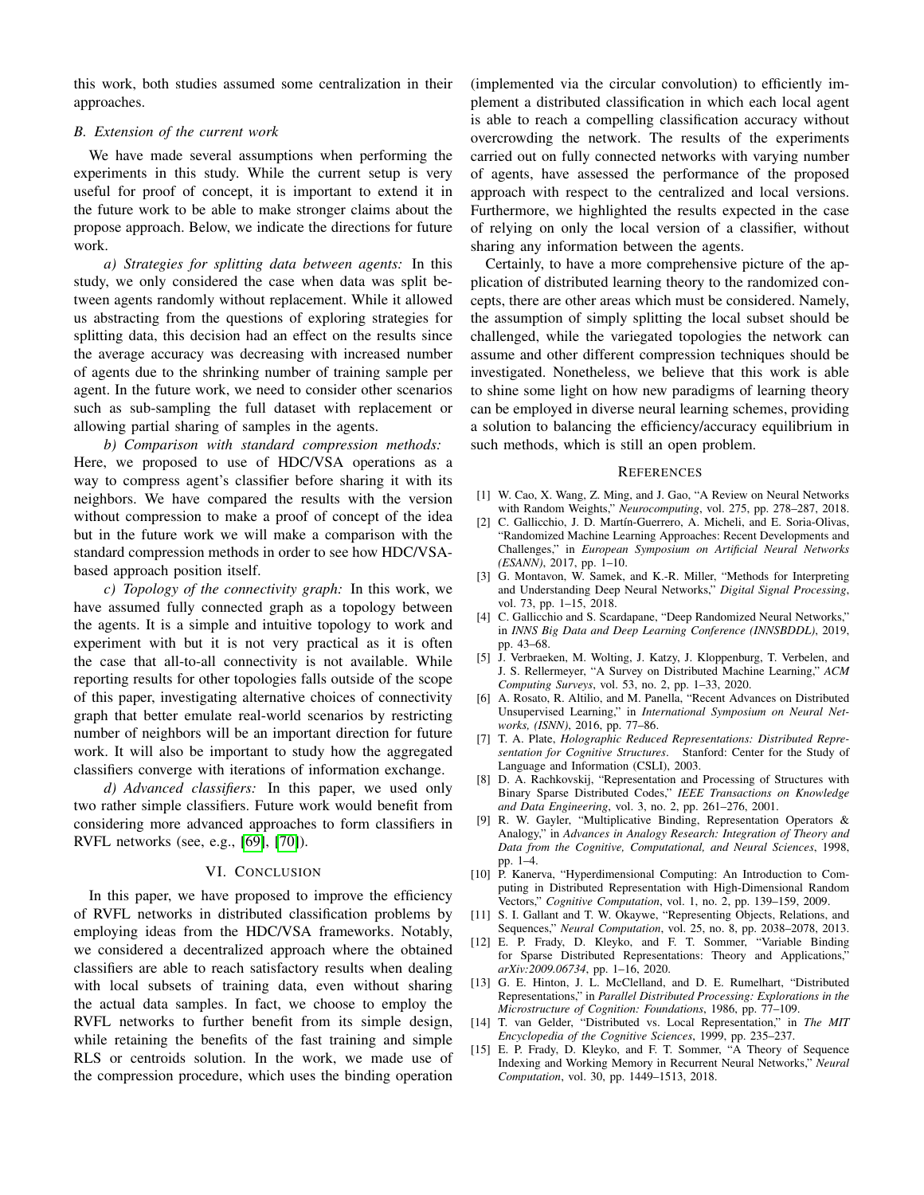this work, both studies assumed some centralization in their approaches.

### B. Extension of the current work

We have made several assumptions when performing the experiments in this study. While the current setup is very useful for proof of concept, it is important to extend it in the future work to be able to make stronger claims about the propose approach. Below, we indicate the directions for future work.

*a) Strategies for splitting data between agents:* In this study, we only considered the case when data was split between agents randomly without replacement. While it allowed us abstracting from the questions of exploring strategies for splitting data, this decision had an effect on the results since the average accuracy was decreasing with increased number of agents due to the shrinking number of training sample per agent. In the future work, we need to consider other scenarios such as sub-sampling the full dataset with replacement or allowing partial sharing of samples in the agents.

*b) Comparison with standard compression methods:* Here, we proposed to use of HDC/VSA operations as a way to compress agent's classifier before sharing it with its neighbors. We have compared the results with the version without compression to make a proof of concept of the idea but in the future work we will make a comparison with the standard compression methods in order to see how HDC/VSA-based approach position itself.

*c) Topology of the connectivity graph:* In this work, we have assumed fully connected graph as a topology between the agents. It is a simple and intuitive topology to work and experiment with but it is not very practical as it is often the case that all-to-all connectivity is not available. While reporting results for other topologies falls outside of the scope of this paper, investigating alternative choices of connectivity graph that better emulate real-world scenarios by restricting number of neighbors will be an important direction for future work. It will also be important to study how the aggregated classifiers converge with iterations of information exchange.

*d) Advanced classifiers:* In this paper, we used only two rather simple classifiers. Future work would benefit from considering more advanced approaches to form classifiers in RVFL networks (see, e.g., [69], [70]).

## VI. Conclusion

In this paper, we have proposed to improve the efficiency of RVFL networks in distributed classification problems by employing ideas from the HDC/VSA frameworks. Notably, we considered a decentralized approach where the obtained classifiers are able to reach satisfactory results when dealing with local subsets of training data, even without sharing the actual data samples. In fact, we choose to employ the RVFL networks to further benefit from its simple design, while retaining the benefits of the fast training and simple RLS or centroids solution. In the work, we made use of the compression procedure, which uses the binding operation (implemented via the circular convolution) to efficiently implement a distributed classification in which each local agent is able to reach a compelling classification accuracy without overcrowding the network. The results of the experiments carried out on fully connected networks with varying number of agents, have assessed the performance of the proposed approach with respect to the centralized and local versions. Furthermore, we highlighted the results expected in the case of relying on only the local version of a classifier, without sharing any information between the agents.

Certainly, to have a more comprehensive picture of the application of distributed learning theory to the randomized concepts, there are other areas which must be considered. Namely, the assumption of simply splitting the local subset should be challenged, while the variegated topologies the network can assume and other different compression techniques should be investigated. Nonetheless, we believe that this work is able to shine some light on how new paradigms of learning theory can be employed in diverse neural learning schemes, providing a solution to balancing the efficiency/accuracy equilibrium in such methods, which is still an open problem.

## References

[1] W. Cao, X. Wang, Z. Ming, and J. Gao, "A Review on Neural Networks with Random Weights," *Neurocomputing*, vol. 275, pp. 278–287, 2018.

[2] C. Gallicchio, J. D. Martín-Guerrero, A. Micheli, and E. Soria-Olivas, "Randomized Machine Learning Approaches: Recent Developments and Challenges," in *European Symposium on Artificial Neural Networks (ESANN)*, 2017, pp. 1–10.

[3] G. Montavon, W. Samek, and K.-R. Miller, "Methods for Interpreting and Understanding Deep Neural Networks," *Digital Signal Processing*, vol. 73, pp. 1–15, 2018.

[4] C. Gallicchio and S. Scardapane, "Deep Randomized Neural Networks," in *INNS Big Data and Deep Learning Conference (INNSBDDL)*, 2019, pp. 43–68.

[5] J. Verbraeken, M. Wolting, J. Katzy, J. Kloppenburg, T. Verbelen, and J. S. Rellermeyer, "A Survey on Distributed Machine Learning," *ACM Computing Surveys*, vol. 53, no. 2, pp. 1–33, 2020.

[6] A. Rosato, R. Altilio, and M. Panella, "Recent Advances on Distributed Unsupervised Learning," in *International Symposium on Neural Networks (ISNN)*, 2016, pp. 77–86.

[7] T. A. Plate, *Holographic Reduced Representations: Distributed Representation for Cognitive Structures*. Stanford: Center for the Study of Language and Information (CSLI), 2003.

[8] D. A. Rachkovskij, "Representation and Processing of Structures with Binary Sparse Distributed Codes," *IEEE Transactions on Knowledge and Data Engineering*, vol. 3, no. 2, pp. 261–276, 2001.

[9] R. W. Gayler, "Multiplicative Binding, Representation Operators & Analogy," in *Advances in Analogy Research: Integration of Theory and Data from the Cognitive, Computational, and Neural Sciences*, 1998, pp. 1–4.

[10] P. Kanerva, "Hyperdimensional Computing: An Introduction to Computing in Distributed Representation with High-Dimensional Random Vectors," *Cognitive Computation*, vol. 1, no. 2, pp. 139–159, 2009.

[11] S. I. Gallant and T. W. Okaywe, "Representing Objects, Relations, and Sequences," *Neural Computation*, vol. 25, no. 8, pp. 2038–2078, 2013.

[12] E. P. Frady, D. Kleyko, and F. T. Sommer, "Variable Binding for Sparse Distributed Representations: Theory and Applications," *arXiv:2009.06734*, pp. 1–16, 2020.

[13] G. E. Hinton, J. L. McClelland, and D. E. Rumelhart, "Distributed Representations," in *Parallel Distributed Processing: Explorations in the Microstructure of Cognition: Foundations*, 1986, pp. 77–109.

[14] T. van Gelder, "Distributed vs. Local Representation," in *The MIT Encyclopedia of the Cognitive Sciences*, 1999, pp. 235–237.

[15] E. P. Frady, D. Kleyko, and F. T. Sommer, "A Theory of Sequence Indexing and Working Memory in Recurrent Neural Networks," *Neural Computation*, vol. 30, pp. 1449–1513, 2018.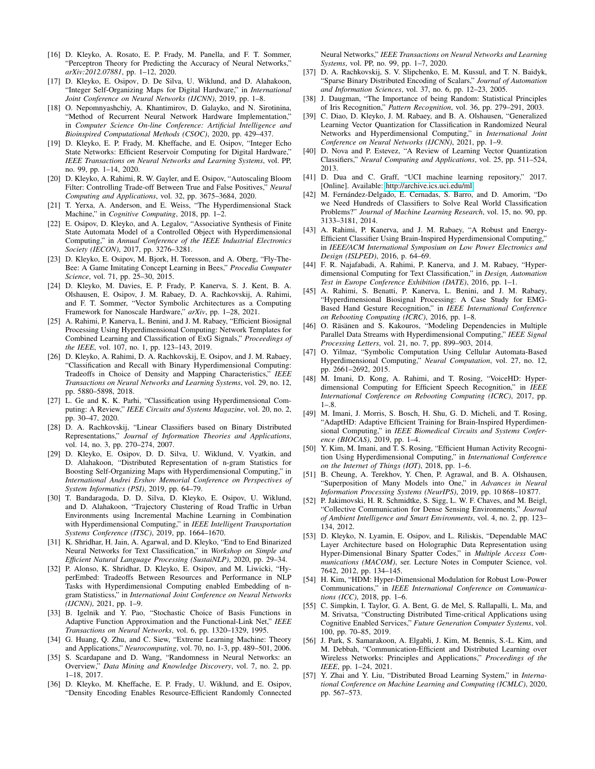[16] D. Kleyko, A. Rosato, E. P. Frady, M. Panella, and F. T. Sommer, "Perceptron Theory for Predicting the Accuracy of Neural Networks," *arXiv:2012.07881*, pp. 1–12, 2020.

[17] D. Kleyko, E. Osipov, D. De Silva, U. Wiklund, and D. Alahakoon, "Integer Self-Organizing Maps for Digital Hardware," in *International Joint Conference on Neural Networks (IJCNN)*, 2019, pp. 1–8.

[18] O. Nepomnyashchiy, A. Khantimirov, D. Galayko, and N. Sirotinina, "Method of Recurrent Neural Network Hardware Implementation," in *Computer Science On-line Conference: Artificial Intelligence and Bioinspired Computational Methods (CSOC)*, 2020, pp. 429–437.

[19] D. Kleyko, E. P. Frady, M. Kheffache, and E. Osipov, "Integer Echo State Networks: Efficient Reservoir Computing for Digital Hardware," *IEEE Transactions on Neural Networks and Learning Systems*, vol. PP, no. 99, pp. 1–14, 2020.

[20] D. Kleyko, A. Rahimi, R. W. Gayler, and E. Osipov, "Autoscaling Bloom Filter: Controlling Trade-off Between True and False Positives," *Neural Computing and Applications*, vol. 32, pp. 3675–3684, 2020.

[21] T. Yerxa, A. Anderson, and E. Weiss, "The Hyperdimensional Stack Machine," in *Cognitive Computing*, 2018, pp. 1–2.

[22] E. Osipov, D. Kleyko, and A. Legalov, "Associative Synthesis of Finite State Automata Model of a Controlled Object with Hyperdimensional Computing," in *Annual Conference of the IEEE Industrial Electronics Society (IECON)*, 2017, pp. 3276–3281.

[23] D. Kleyko, E. Osipov, M. Bjork, H. Toresson, and A. Oberg, "Fly-The-Bee: A Game Imitating Concept Learning in Bees," *Procedia Computer Science*, vol. 71, pp. 25–30, 2015.

[24] D. Kleyko, M. Davies, E. P. Frady, P. Kanerva, S. J. Kent, B. A. Olshausen, E. Osipov, J. M. Rabaey, D. A. Rachkovskij, A. Rahimi, and F. T. Sommer, "Vector Symbolic Architectures as a Computing Framework for Nanoscale Hardware," *arXiv*, pp. 1–28, 2021.

[25] A. Rahimi, P. Kanerva, L. Benini, and J. M. Rabaey, "Efficient Biosignal Processing Using Hyperdimensional Computing: Network Templates for Combined Learning and Classification of ExG Signals," *Proceedings of the IEEE*, vol. 107, no. 1, pp. 123–143, 2019.

[26] D. Kleyko, A. Rahimi, D. A. Rachkovskij, E. Osipov, and J. M. Rabaey, "Classification and Recall with Binary Hyperdimensional Computing: Tradeoffs in Choice of Density and Mapping Characteristics," *IEEE Transactions on Neural Networks and Learning Systems*, vol. 29, no. 12, pp. 5880–5898, 2018.

[27] L. Ge and K. K. Parhi, "Classification using Hyperdimensional Computing: A Review," *IEEE Circuits and Systems Magazine*, vol. 20, no. 2, pp. 30–47, 2020.

[28] D. A. Rachkovskij, "Linear Classifiers based on Binary Distributed Representations," *Journal of Information Theories and Applications*, vol. 14, no. 3, pp. 270–274, 2007.

[29] D. Kleyko, E. Osipov, D. D. Silva, U. Wiklund, V. Vyatkin, and D. Alahakoon, "Distributed Representation of n-gram Statistics for Boosting Self-Organizing Maps with Hyperdimensional Computing," in *International Andrei Ershov Memorial Conference on Perspectives of System Informatics (PSI)*, 2019, pp. 64–79.

[30] T. Bandaragoda, D. D. Silva, D. Kleyko, E. Osipov, U. Wiklund, and D. Alahakoon, "Trajectory Clustering of Road Traffic in Urban Environments using Incremental Machine Learning in Combination with Hyperdimensional Computing," in *IEEE Intelligent Transportation Systems Conference (ITSC)*, 2019, pp. 1664–1670.

[31] K. Shridhar, H. Jain, A. Agarwal, and D. Kleyko, "End to End Binarized Neural Networks for Text Classification," in *Workshop on Simple and Efficient Natural Language Processing (SustaiNLP)*, 2020, pp. 29–34.

[32] P. Alonso, K. Shridhar, D. Kleyko, E. Osipov, and M. Liwicki, "HyperEmbed: Tradeoffs Between Resources and Performance in NLP Tasks with Hyperdimensional Computing enabled Embedding of n-gram Statisticss," in *International Joint Conference on Neural Networks (IJCNN)*, 2021, pp. 1–9.

[33] B. Igelnik and Y. Pao, "Stochastic Choice of Basis Functions in Adaptive Function Approximation and the Functional-Link Net," *IEEE Transactions on Neural Networks*, vol. 6, pp. 1320–1329, 1995.

[34] G. Huang, Q. Zhu, and C. Siew, "Extreme Learning Machine: Theory and Applications," *Neurocomputing*, vol. 70, no. 1-3, pp. 489–501, 2006.

[35] S. Scardapane and D. Wang, "Randomness in Neural Networks: an Overview," *Data Mining and Knowledge Discovery*, vol. 7, no. 2, pp. 1–18, 2017.

[36] D. Kleyko, M. Kheffache, E. P. Frady, U. Wiklund, and E. Osipov, "Density Encoding Enables Resource-Efficient Randomly Connected Neural Networks," *IEEE Transactions on Neural Networks and Learning Systems*, vol. PP, no. 99, pp. 1–7, 2020.

[37] D. A. Rachkovskij, S. V. Slipchenko, E. M. Kussul, and T. N. Baidyk, "Sparse Binary Distributed Encoding of Scalars," *Journal of Automation and Information Sciences*, vol. 37, no. 6, pp. 12–23, 2005.

[38] J. Daugman, "The Importance of being Random: Statistical Principles of Iris Recognition," *Pattern Recognition*, vol. 36, pp. 279–291, 2003.

[39] C. Diao, D. Kleyko, J. M. Rabaey, and B. A. Olshausen, "Generalized Learning Vector Quantization for Classification in Randomized Neural Networks and Hyperdimensional Computing," in *International Joint Conference on Neural Networks (IJCNN)*, 2021, pp. 1–9.

[40] D. Nova and P. Estevez, "A Review of Learning Vector Quantization Classifiers," *Neural Computing and Applications*, vol. 25, pp. 511–524, 2013.

[41] D. Dua and C. Graff, "UCI machine learning repository," 2017. [Online]. Available: http://archive.ics.uci.edu/ml

[42] M. Fernández-Delgado, E. Cernadas, S. Barro, and D. Amorim, "Do we Need Hundreds of Classifiers to Solve Real World Classification Problems?" *Journal of Machine Learning Research*, vol. 15, no. 90, pp. 3133–3181, 2014.

[43] A. Rahimi, P. Kanerva, and J. M. Rabaey, "A Robust and Energy-Efficient Classifier Using Brain-Inspired Hyperdimensional Computing," in *IEEE/ACM International Symposium on Low Power Electronics and Design (ISLPED)*, 2016, p. 64–69.

[44] F. R. Najafabadi, A. Rahimi, P. Kanerva, and J. M. Rabaey, "Hyperdimensional Computing for Text Classification," in *Design, Automation Test in Europe Conference Exhibition (DATE)*, 2016, pp. 1–1.

[45] A. Rahimi, S. Benatti, P. Kanerva, L. Benini, and J. M. Rabaey, "Hyperdimensional Biosignal Processing: A Case Study for EMG-Based Hand Gesture Recognition," in *IEEE International Conference on Rebooting Computing (ICRC)*, 2016, pp. 1–8.

[46] O. Räsänen and S. Kakouros, "Modeling Dependencies in Multiple Parallel Data Streams with Hyperdimensional Computing," *IEEE Signal Processing Letters*, vol. 21, no. 7, pp. 899–903, 2014.

[47] O. Yilmaz, "Symbolic Computation Using Cellular Automata-Based Hyperdimensional Computing," *Neural Computation*, vol. 27, no. 12, pp. 2661–2692, 2015.

[48] M. Imani, D. Kong, A. Rahimi, and T. Rosing, "VoiceHD: Hyperdimensional Computing for Efficient Speech Recognition," in *IEEE International Conference on Rebooting Computing (ICRC)*, 2017, pp. 1–.8.

[49] M. Imani, J. Morris, S. Bosch, H. Shu, G. D. Micheli, and T. Rosing, "AdaptHD: Adaptive Efficient Training for Brain-Inspired Hyperdimensional Computing," in *IEEE Biomedical Circuits and Systems Conference (BIOCAS)*, 2019, pp. 1–4.

[50] Y. Kim, M. Imani, and T. S. Rosing, "Efficient Human Activity Recognition Using Hyperdimensional Computing," in *International Conference on the Internet of Things (IOT)*, 2018, pp. 1–6.

[51] B. Cheung, A. Terekhov, Y. Chen, P. Agrawal, and B. A. Olshausen, "Superposition of Many Models into One," in *Advances in Neural Information Processing Systems (NeurIPS)*, 2019, pp. 10 868–10 877.

[52] P. Jakimovski, H. R. Schmidtke, S. Sigg, L. W. F. Chaves, and M. Beigl, "Collective Communication for Dense Sensing Environments," *Journal of Ambient Intelligence and Smart Environments*, vol. 4, no. 2, pp. 123–134, 2012.

[53] D. Kleyko, N. Lyamin, E. Osipov, and L. Riliskis, "Dependable MAC Layer Architecture based on Holographic Data Representation using Hyper-Dimensional Binary Spatter Codes," in *Multiple Access Communications (MACOM)*, ser. Lecture Notes in Computer Science, vol. 7642, 2012, pp. 134–145.

[54] H. Kim, "HDM: Hyper-Dimensional Modulation for Robust Low-Power Communications," in *IEEE International Conference on Communications (ICC)*, 2018, pp. 1–6.

[55] C. Simpkin, I. Taylor, G. A. Bent, G. de Mel, S. Rallapalli, L. Ma, and M. Srivatsa, "Constructing Distributed Time-critical Applications using Cognitive Enabled Services," *Future Generation Computer Systems*, vol. 100, pp. 70–85, 2019.

[56] J. Park, S. Samarakoon, A. Elgabli, J. Kim, M. Bennis, S.-L. Kim, and M. Debbah, "Communication-Efficient and Distributed Learning over Wireless Networks: Principles and Applications," *Proceedings of the IEEE*, pp. 1–24, 2021.

[57] Y. Zhai and Y. Liu, "Distributed Broad Learning System," in *International Conference on Machine Learning and Computing (ICMLC)*, 2020, pp. 567–573.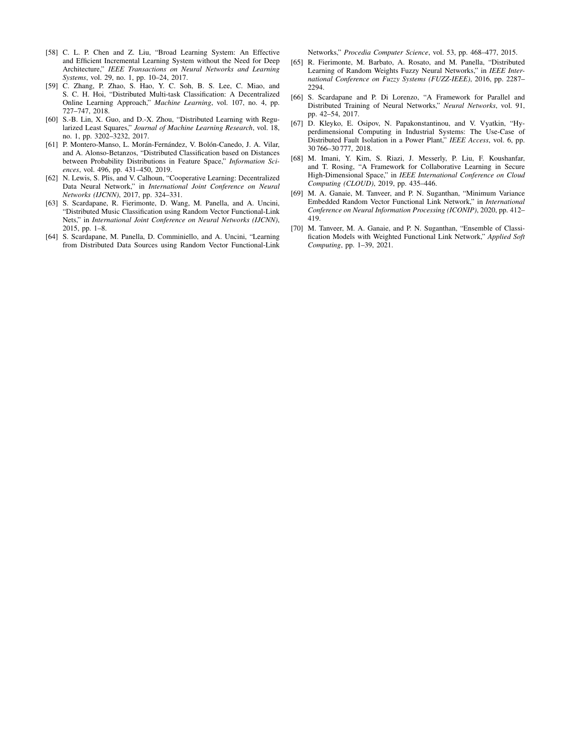[58] C. L. P. Chen and Z. Liu, "Broad Learning System: An Effective and Efficient Incremental Learning System without the Need for Deep Architecture," *IEEE Transactions on Neural Networks and Learning Systems*, vol. 29, no. 1, pp. 10–24, 2017.

[59] C. Zhang, P. Zhao, S. Hao, Y. C. Soh, B. S. Lee, C. Miao, and S. C. H. Hoi, "Distributed Multi-task Classification: A Decentralized Online Learning Approach," *Machine Learning*, vol. 107, no. 4, pp. 727–747, 2018.

[60] S.-B. Lin, X. Guo, and D.-X. Zhou, "Distributed Learning with Regularized Least Squares," *Journal of Machine Learning Research*, vol. 18, no. 1, pp. 3202–3232, 2017.

[61] P. Montero-Manso, L. Morán-Fernández, V. Bolón-Canedo, J. A. Vilar, and A. Alonso-Betanzos, "Distributed Classification based on Distances between Probability Distributions in Feature Space," *Information Sciences*, vol. 496, pp. 431–450, 2019.

[62] N. Lewis, S. Plis, and V. Calhoun, "Cooperative Learning: Decentralized Data Neural Network," in *International Joint Conference on Neural Networks (IJCNN)*, 2017, pp. 324–331.

[63] S. Scardapane, R. Fierimonte, D. Wang, M. Panella, and A. Uncini, "Distributed Music Classification using Random Vector Functional-Link Nets," in *International Joint Conference on Neural Networks (IJCNN)*, 2015, pp. 1–8.

[64] S. Scardapane, M. Panella, D. Comminiello, and A. Uncini, "Learning from Distributed Data Sources using Random Vector Functional-Link Networks," *Procedia Computer Science*, vol. 53, pp. 468–477, 2015.

[65] R. Fierimonte, M. Barbato, A. Rosato, and M. Panella, "Distributed Learning of Random Weights Fuzzy Neural Networks," in *IEEE International Conference on Fuzzy Systems (FUZZ-IEEE)*, 2016, pp. 2287–2294.

[66] S. Scardapane and P. Di Lorenzo, "A Framework for Parallel and Distributed Training of Neural Networks," *Neural Networks*, vol. 91, pp. 42–54, 2017.

[67] D. Kleyko, E. Osipov, N. Papakonstantinou, and V. Vyatkin, "Hyperdimensional Computing in Industrial Systems: The Use-Case of Distributed Fault Isolation in a Power Plant," *IEEE Access*, vol. 6, pp. 30 766–30 777, 2018.

[68] M. Imani, Y. Kim, S. Riazi, J. Messerly, P. Liu, F. Koushanfar, and T. Rosing, "A Framework for Collaborative Learning in Secure High-Dimensional Space," in *IEEE International Conference on Cloud Computing (CLOUD)*, 2019, pp. 435–446.

[69] M. A. Ganaie, M. Tanveer, and P. N. Suganthan, "Minimum Variance Embedded Random Vector Functional Link Network," in *International Conference on Neural Information Processing (ICONIP)*, 2020, pp. 412–419.

[70] M. Tanveer, M. A. Ganaie, and P. N. Suganthan, "Ensemble of Classification Models with Weighted Functional Link Network," *Applied Soft Computing*, pp. 1–39, 2021.